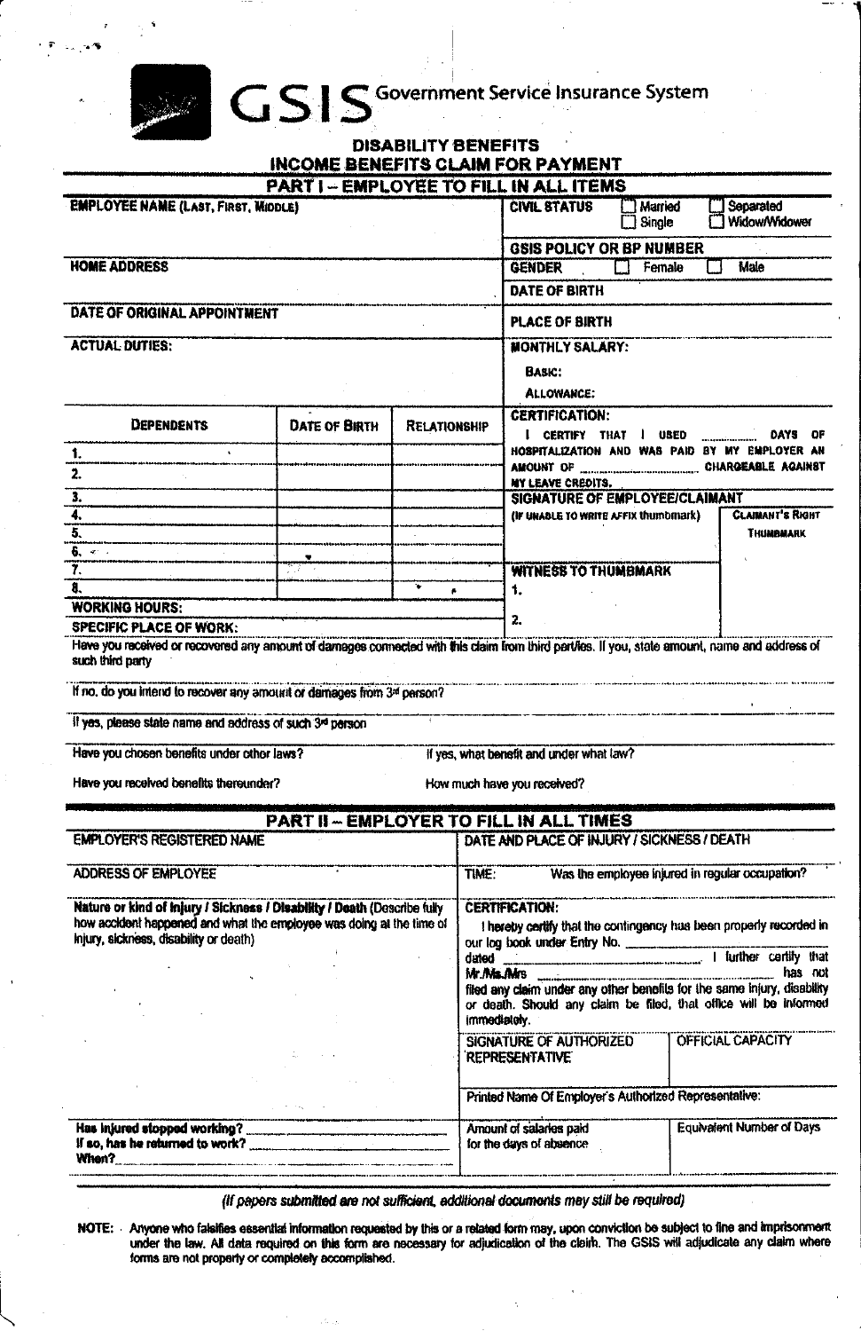# GSIS Government Service Insurance System

## DISABILITY BENEFITS
## INCOME BENEFITS CLAIM FOR PAYMENT

### PART I – EMPLOYEE TO FILL IN ALL ITEMS

**EMPLOYEE NAME (LAST, FIRST, MIDDLE)**

**CIVIL STATUS** ☐ Married ☐ Single ☐ Separated ☐ Widow/Widower

**GSIS POLICY OR BP NUMBER**

**HOME ADDRESS**

**GENDER** ☐ Female ☐ Male

**DATE OF BIRTH**

**DATE OF ORIGINAL APPOINTMENT**

**PLACE OF BIRTH**

**ACTUAL DUTIES:**

**MONTHLY SALARY:**

**BASIC:**

**ALLOWANCE:**

| DEPENDENTS | DATE OF BIRTH | RELATIONSHIP |
|---|---|---|
| 1. | | |
| 2. | | |
| 3. | | |
| 4. | | |
| 5. | | |
| 6. | | |
| 7. | | |
| 8. | | |

**CERTIFICATION:**

I CERTIFY THAT I USED ________ DAYS OF HOSPITALIZATION AND WAS PAID BY MY EMPLOYER AN AMOUNT OF ________________ CHARGEABLE AGAINST MY LEAVE CREDITS.

**SIGNATURE OF EMPLOYEE/CLAIMANT**
(IF UNABLE TO WRITE AFFIX thumbmark)

**CLAIMANT'S RIGHT THUMBMARK**

**WITNESS TO THUMBMARK**

1.

2.

**WORKING HOURS:**

**SPECIFIC PLACE OF WORK:**

Have you received or recovered any amount of damages connected with this claim from third parties. If you, state amount, name and address of such third party

If no, do you intend to recover any amount or damages from 3rd person?

If yes, please state name and address of such 3rd person

Have you chosen benefits under other laws? If yes, what benefit and under what law?

Have you received benefits thereunder? How much have you received?

### PART II – EMPLOYER TO FILL IN ALL TIMES

**EMPLOYER'S REGISTERED NAME**

**DATE AND PLACE OF INJURY / SICKNESS / DEATH**

**ADDRESS OF EMPLOYEE**

**TIME:** Was the employee injured in regular occupation?

**Nature or kind of Injury / Sickness / Disability / Death** (Describe fully how accident happened and what the employee was doing at the time of injury, sickness, disability or death)

**CERTIFICATION:**

I hereby certify that the contingency has been properly recorded in our log book under Entry No. ____________ dated ________________ I further certify that Mr./Ms./Mrs ________________ has not filed any claim under any other benefits for the same injury, disability or death. Should any claim be filed, that office will be informed immediately.

**SIGNATURE OF AUTHORIZED REPRESENTATIVE**

**OFFICIAL CAPACITY**

Printed Name Of Employer's Authorized Representative:

**Has injured stopped working?** ________________
**If so, has he returned to work?** ________________
**When?** ________________

Amount of salaries paid for the days of absence

Equivalent Number of Days

*(If papers submitted are not sufficient, additional documents may still be required)*

**NOTE:** Anyone who falsifies essential information requested by this or a related form may, upon conviction be subject to fine and imprisonment under the law. All data required on this form are necessary for adjudication of the claim. The GSIS will adjudicate any claim where forms are not properly or completely accomplished.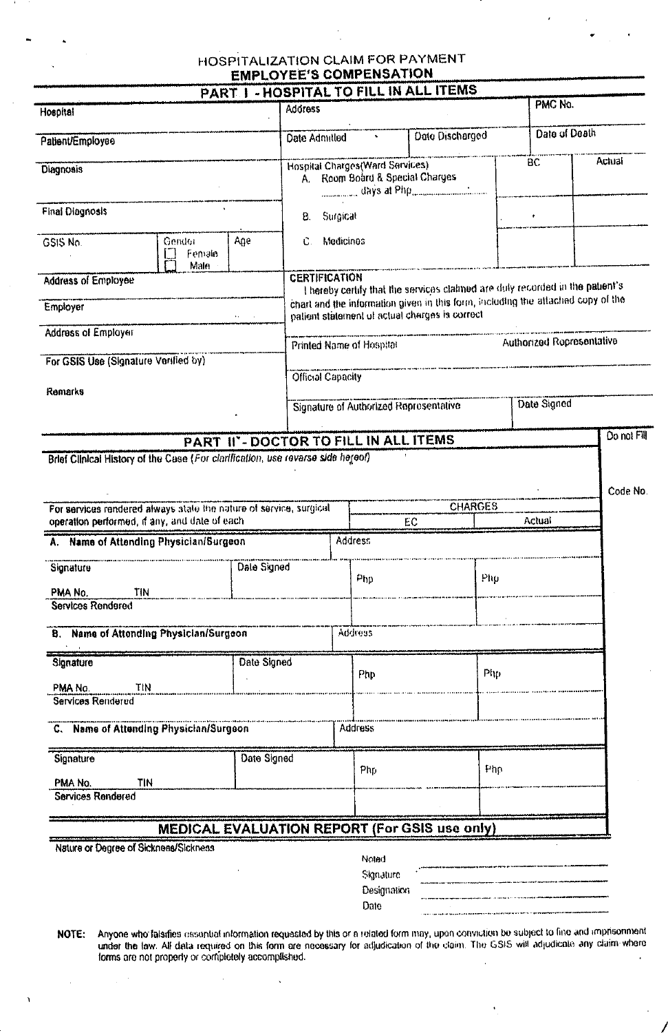# HOSPITALIZATION CLAIM FOR PAYMENT

## EMPLOYEE'S COMPENSATION

### PART I - HOSPITAL TO FILL IN ALL ITEMS

| Hospital | | | Address | | PMC No. |
|---|---|---|---|---|---|
| Patient/Employee | | | Date Admitted | Date Discharged | Date of Death |

| Diagnosis | Hospital Charges(Ward Services) | BC | Actual |
|---|---|---|---|
| | A. Room Board & Special Charges ________ days at Php________ | | |
| Final Diagnosis | B. Surgical | | |
| GSIS No. / Gender ☐ Female ☐ Male / Age | C. Medicines | | |

Address of Employee

Employer

Address of Employer

For GSIS Use (Signature Verified by)

Remarks

**CERTIFICATION**

I hereby certify that the services claimed are duly recorded in the patient's chart and the information given in this form, including the attached copy of the patient statement of actual charges is correct

Printed Name of Hospital Authorized Representative

Official Capacity

Signature of Authorized Representative | Date Signed

### PART II - DOCTOR TO FILL IN ALL ITEMS

Do not Fill

Brief Clinical History of the Case (*For clarification, use reverse side hereof*)

Code No.

| For services rendered always state the nature of service, surgical operation performed, if any, and date of each | | CHARGES | |
|---|---|---|---|
| | | EC | Actual |
| **A. Name of Attending Physician/Surgeon** | Address | | |
| Signature / PMA No. TIN | Date Signed | Php | Php |
| Services Rendered | | | |
| **B. Name of Attending Physician/Surgeon** | Address | | |
| Signature / PMA No. TIN | Date Signed | Php | Php |
| Services Rendered | | | |
| **C. Name of Attending Physician/Surgeon** | Address | | |
| Signature / PMA No. TIN | Date Signed | Php | Php |
| Services Rendered | | | |

### MEDICAL EVALUATION REPORT (For GSIS use only)

Nature or Degree of Sickness/Sickness

Noted ____________________

Signature ____________________

Designation ____________________

Date ____________________

**NOTE:** Anyone who falsifies essential information requested by this or a related form may, upon conviction be subject to fine and imprisonment under the law. All data required on this form are necessary for adjudication of the claim. The GSIS will adjudicate any claim where forms are not properly or completely accomplished.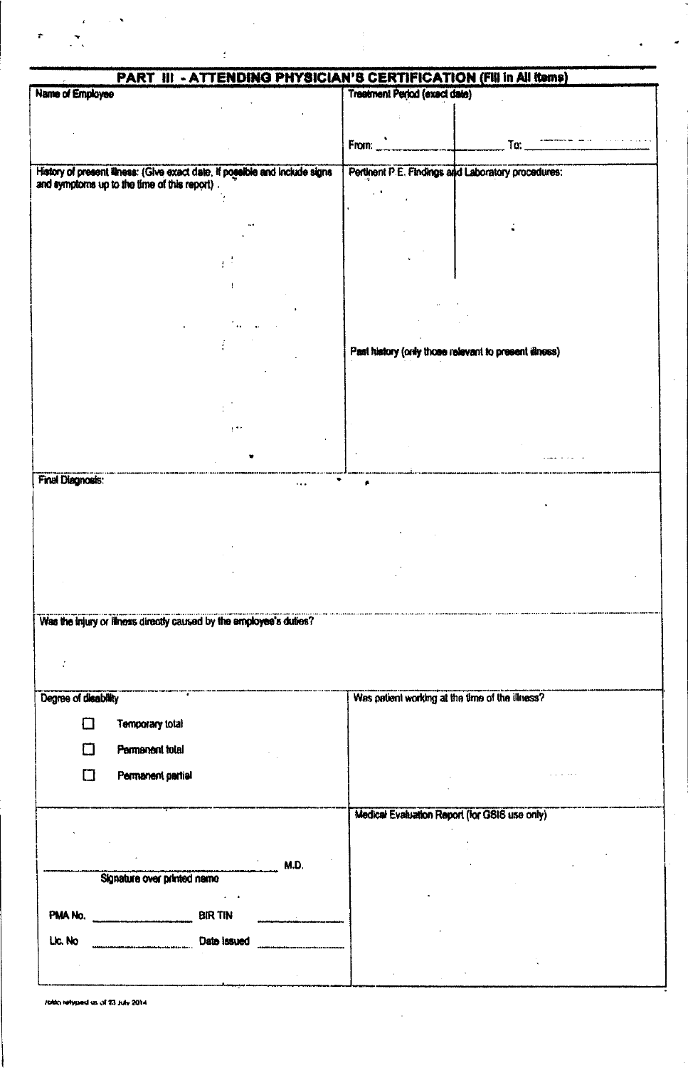## PART III - ATTENDING PHYSICIAN'S CERTIFICATION (Fill in All Items)

| | |
|---|---|
| Name of Employee | Treatment Period (exact date)<br><br>From: ______________ To: ______________ |
| History of present illness: (Give exact date, if possible and include signs and symptoms up to the time of this report) | Pertinent P.E. Findings and Laboratory procedures:<br><br>Past history (only those relevant to present illness) |
| Final Diagnosis: | |
| Was the injury or illness directly caused by the employee's duties? | |
| Degree of disability<br><br>☐ Temporary total<br><br>☐ Permanent total<br><br>☐ Permanent partial | Was patient working at the time of the illness? |
| ______________________________ M.D.<br>Signature over printed name<br><br>PMA No. ____________ BIR TIN ____________<br><br>Lic. No ____________ Date Issued ____________ | Medical Evaluation Report (for GSIS use only) |

retyped as of 23 July 2014